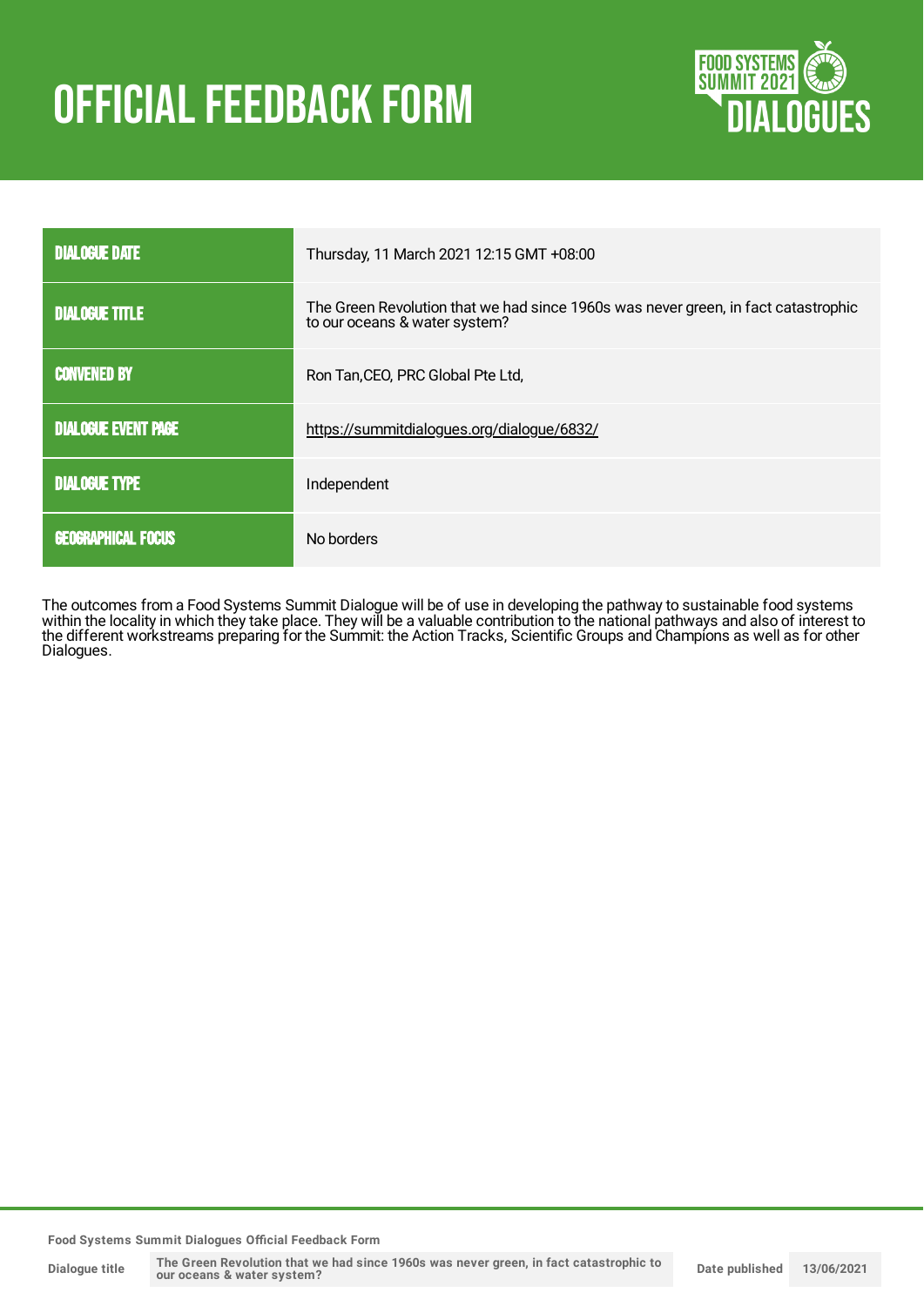# OFFICIAL FEEDBACK FORM

FOOD SYSTEMS SUMMIT 2021 DIALOGUES

| | |
|---|---|
| DIALOGUE DATE | Thursday, 11 March 2021 12:15 GMT +08:00 |
| DIALOGUE TITLE | The Green Revolution that we had since 1960s was never green, in fact catastrophic to our oceans & water system? |
| CONVENED BY | Ron Tan,CEO, PRC Global Pte Ltd, |
| DIALOGUE EVENT PAGE | https://summitdialogues.org/dialogue/6832/ |
| DIALOGUE TYPE | Independent |
| GEOGRAPHICAL FOCUS | No borders |

The outcomes from a Food Systems Summit Dialogue will be of use in developing the pathway to sustainable food systems within the locality in which they take place. They will be a valuable contribution to the national pathways and also of interest to the different workstreams preparing for the Summit: the Action Tracks, Scientific Groups and Champions as well as for other Dialogues.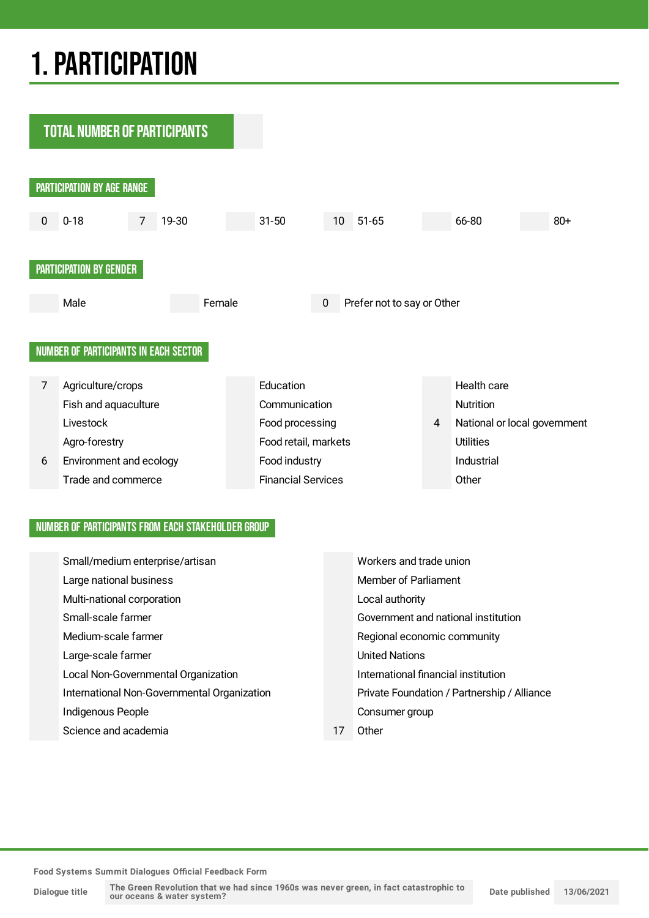# 1. PARTICIPATION

## TOTAL NUMBER OF PARTICIPANTS

### PARTICIPATION BY AGE RANGE

| Count | Age range |
|---|---|
| 0 | 0-18 |
| 7 | 19-30 |
| | 31-50 |
| 10 | 51-65 |
| | 66-80 |
| | 80+ |

### PARTICIPATION BY GENDER

| Count | Gender |
|---|---|
| | Male |
| | Female |
| 0 | Prefer not to say or Other |

### NUMBER OF PARTICIPANTS IN EACH SECTOR

| Count | Sector |
|---|---|
| 7 | Agriculture/crops |
| | Fish and aquaculture |
| | Livestock |
| | Agro-forestry |
| 6 | Environment and ecology |
| | Trade and commerce |
| | Education |
| | Communication |
| | Food processing |
| | Food retail, markets |
| | Food industry |
| | Financial Services |
| | Health care |
| | Nutrition |
| 4 | National or local government |
| | Utilities |
| | Industrial |
| | Other |

### NUMBER OF PARTICIPANTS FROM EACH STAKEHOLDER GROUP

| Count | Stakeholder group |
|---|---|
| | Small/medium enterprise/artisan |
| | Large national business |
| | Multi-national corporation |
| | Small-scale farmer |
| | Medium-scale farmer |
| | Large-scale farmer |
| | Local Non-Governmental Organization |
| | International Non-Governmental Organization |
| | Indigenous People |
| | Science and academia |
| | Workers and trade union |
| | Member of Parliament |
| | Local authority |
| | Government and national institution |
| | Regional economic community |
| | United Nations |
| | International financial institution |
| | Private Foundation / Partnership / Alliance |
| | Consumer group |
| 17 | Other |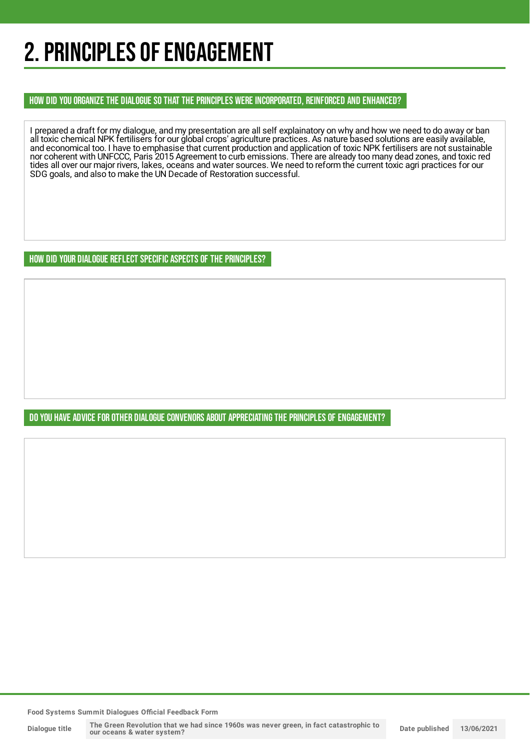# 2. PRINCIPLES OF ENGAGEMENT

## HOW DID YOU ORGANIZE THE DIALOGUE SO THAT THE PRINCIPLES WERE INCORPORATED, REINFORCED AND ENHANCED?

I prepared a draft for my dialogue, and my presentation are all self explainatory on why and how we need to do away or ban all toxic chemical NPK fertilisers for our global crops' agriculture practices. As nature based solutions are easily available, and economical too. I have to emphasise that current production and application of toxic NPK fertilisers are not sustainable nor coherent with UNFCCC, Paris 2015 Agreement to curb emissions. There are already too many dead zones, and toxic red tides all over our major rivers, lakes, oceans and water sources. We need to reform the current toxic agri practices for our SDG goals, and also to make the UN Decade of Restoration successful.

## HOW DID YOUR DIALOGUE REFLECT SPECIFIC ASPECTS OF THE PRINCIPLES?

## DO YOU HAVE ADVICE FOR OTHER DIALOGUE CONVENORS ABOUT APPRECIATING THE PRINCIPLES OF ENGAGEMENT?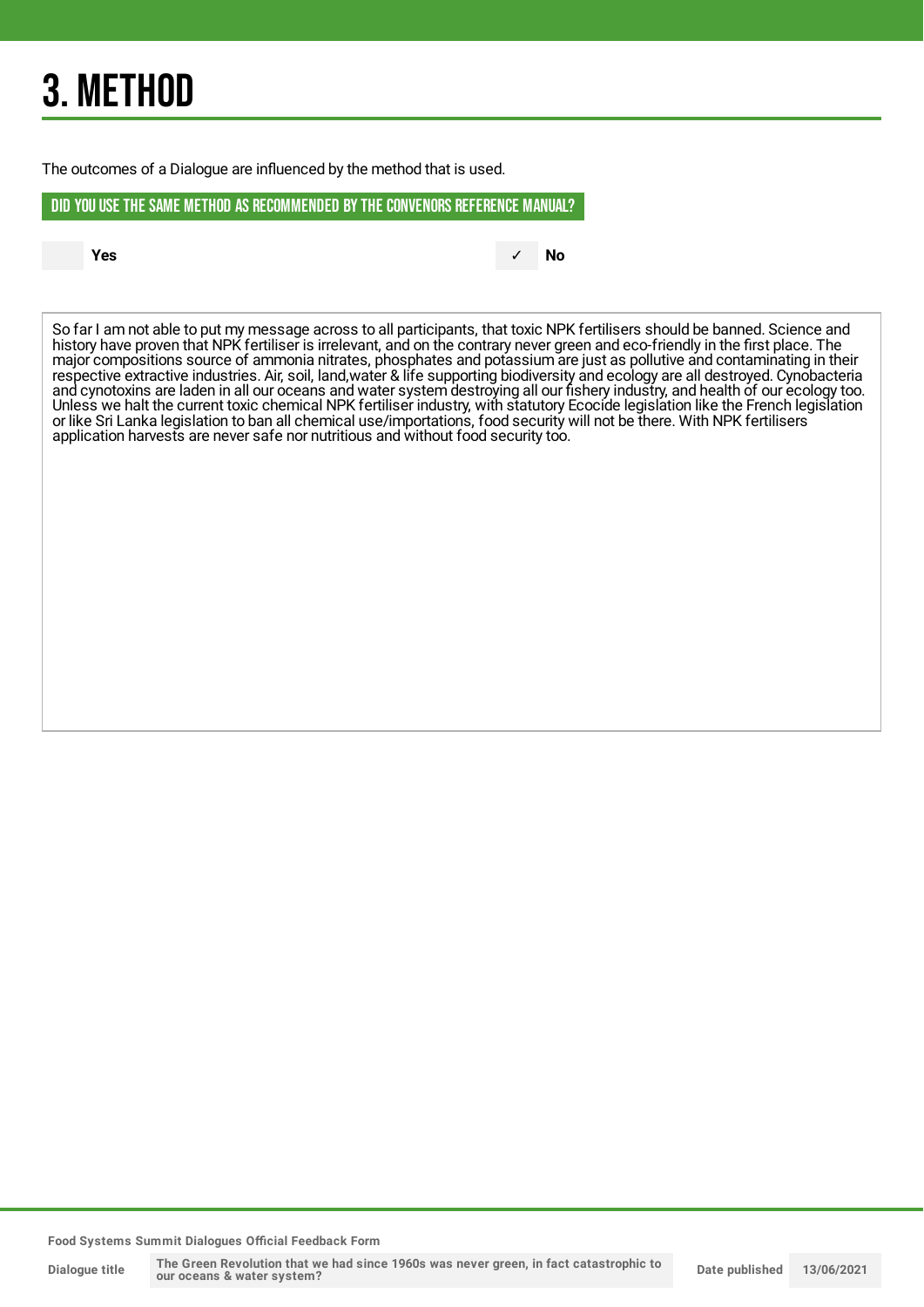# 3. METHOD

The outcomes of a Dialogue are influenced by the method that is used.

## DID YOU USE THE SAME METHOD AS RECOMMENDED BY THE CONVENORS REFERENCE MANUAL?

| | Yes | ✓ | No |
|---|---|---|---|

So far I am not able to put my message across to all participants, that toxic NPK fertilisers should be banned. Science and history have proven that NPK fertiliser is irrelevant, and on the contrary never green and eco-friendly in the first place. The major compositions source of ammonia nitrates, phosphates and potassium are just as pollutive and contaminating in their respective extractive industries. Air, soil, land,water & life supporting biodiversity and ecology are all destroyed. Cynobacteria and cynotoxins are laden in all our oceans and water system destroying all our fishery industry, and health of our ecology too. Unless we halt the current toxic chemical NPK fertiliser industry, with statutory Ecocide legislation like the French legislation or like Sri Lanka legislation to ban all chemical use/importations, food security will not be there. With NPK fertilisers application harvests are never safe nor nutritious and without food security too.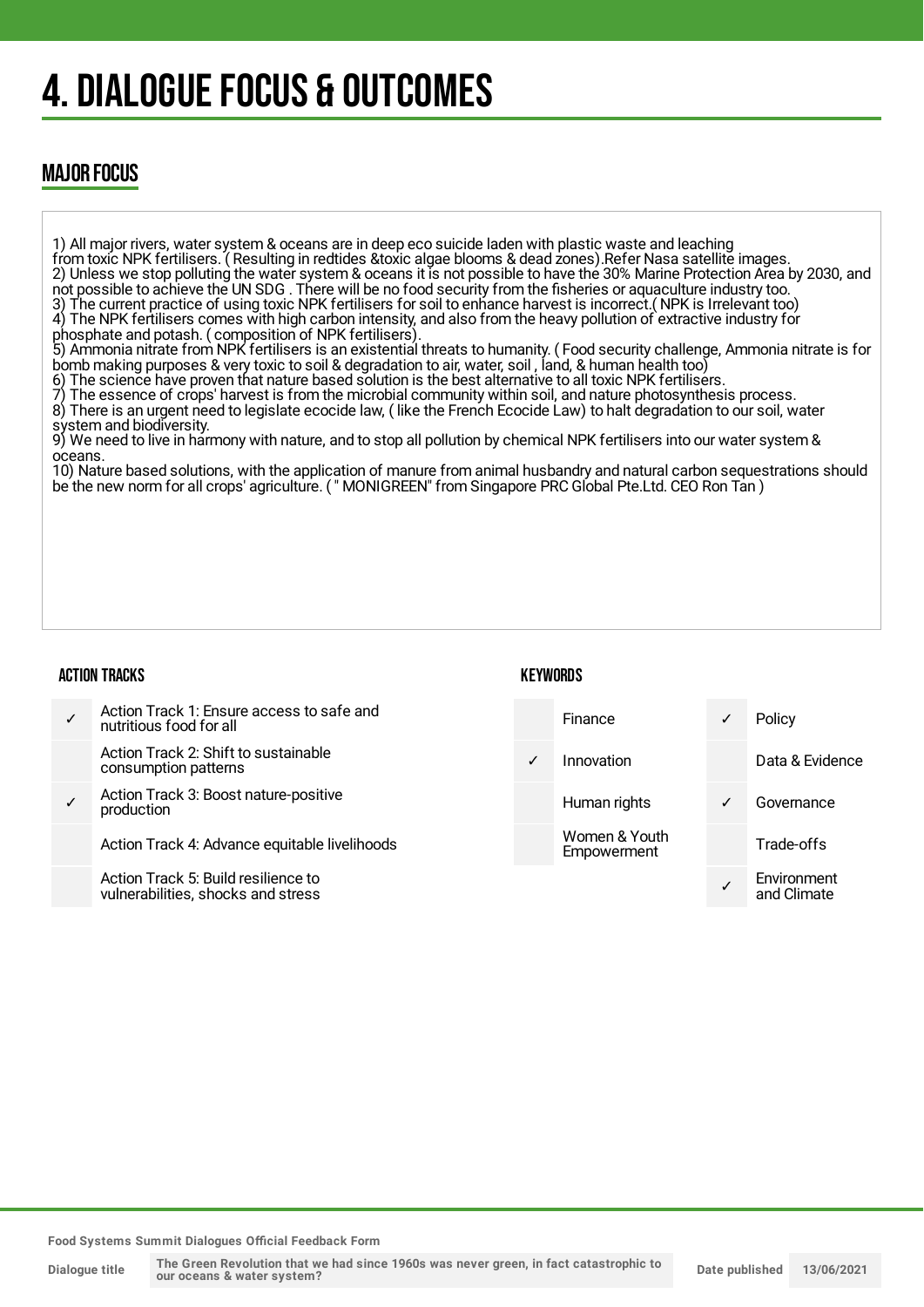# 4. DIALOGUE FOCUS & OUTCOMES

## MAJOR FOCUS

1) All major rivers, water system & oceans are in deep eco suicide laden with plastic waste and leaching from toxic NPK fertilisers. ( Resulting in redtides &toxic algae blooms & dead zones).Refer Nasa satellite images.
2) Unless we stop polluting the water system & oceans it is not possible to have the 30% Marine Protection Area by 2030, and not possible to achieve the UN SDG . There will be no food security from the fisheries or aquaculture industry too.
3) The current practice of using toxic NPK fertilisers for soil to enhance harvest is incorrect.( NPK is Irrelevant too)
4) The NPK fertilisers comes with high carbon intensity, and also from the heavy pollution of extractive industry for phosphate and potash. ( composition of NPK fertilisers).
5) Ammonia nitrate from NPK fertilisers is an existential threats to humanity. ( Food security challenge, Ammonia nitrate is for bomb making purposes & very toxic to soil & degradation to air, water, soil , land, & human health too)
6) The science have proven that nature based solution is the best alternative to all toxic NPK fertilisers.
7) The essence of crops' harvest is from the microbial community within soil, and nature photosynthesis process.
8) There is an urgent need to legislate ecocide law, ( like the French Ecocide Law) to halt degradation to our soil, water system and biodiversity.
9) We need to live in harmony with nature, and to stop all pollution by chemical NPK fertilisers into our water system & oceans.
10) Nature based solutions, with the application of manure from animal husbandry and natural carbon sequestrations should be the new norm for all crops' agriculture. ( " MONIGREEN" from Singapore PRC Global Pte.Ltd. CEO Ron Tan )

### ACTION TRACKS

| | |
|---|---|
| ✓ | Action Track 1: Ensure access to safe and nutritious food for all |
| | Action Track 2: Shift to sustainable consumption patterns |
| ✓ | Action Track 3: Boost nature-positive production |
| | Action Track 4: Advance equitable livelihoods |
| | Action Track 5: Build resilience to vulnerabilities, shocks and stress |

### KEYWORDS

| | | | |
|---|---|---|---|
| | Finance | ✓ | Policy |
| ✓ | Innovation | | Data & Evidence |
| | Human rights | ✓ | Governance |
| | Women & Youth Empowerment | | Trade-offs |
| | | ✓ | Environment and Climate |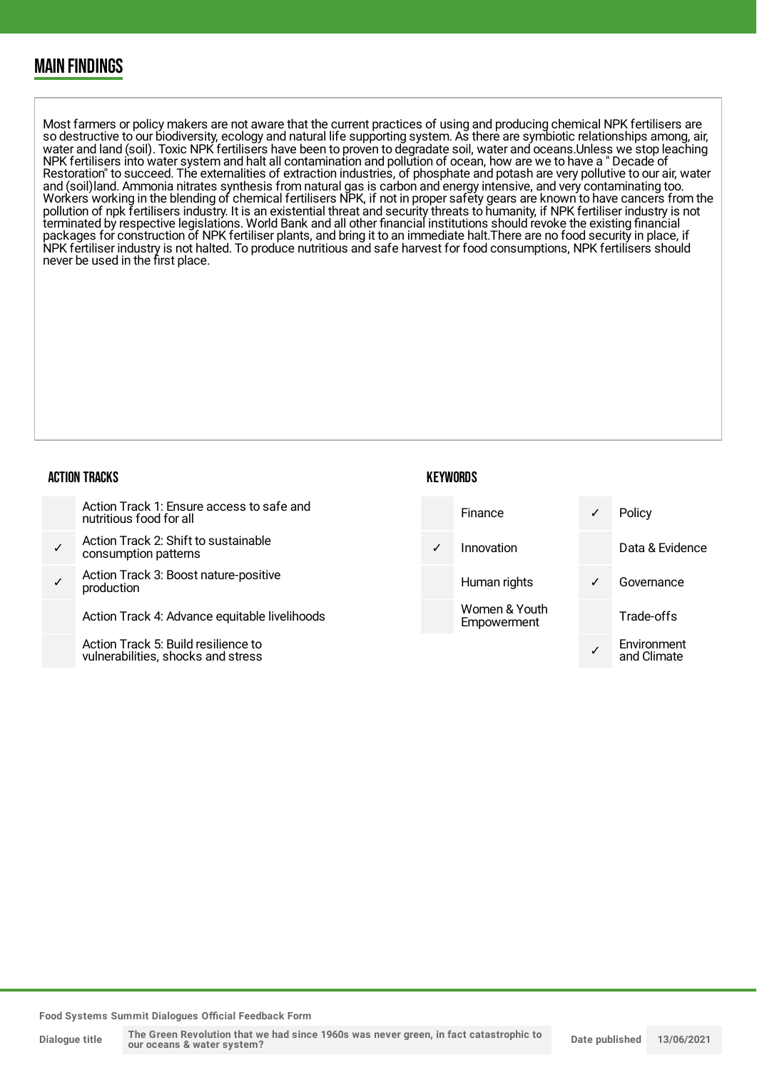## MAIN FINDINGS

Most farmers or policy makers are not aware that the current practices of using and producing chemical NPK fertilisers are so destructive to our biodiversity, ecology and natural life supporting system. As there are symbiotic relationships among, air, water and land (soil). Toxic NPK fertilisers have been to proven to degradate soil, water and oceans.Unless we stop leaching NPK fertilisers into water system and halt all contamination and pollution of ocean, how are we to have a " Decade of Restoration" to succeed. The externalities of extraction industries, of phosphate and potash are very pollutive to our air, water and (soil)land. Ammonia nitrates synthesis from natural gas is carbon and energy intensive, and very contaminating too. Workers working in the blending of chemical fertilisers NPK, if not in proper safety gears are known to have cancers from the pollution of npk fertilisers industry. It is an existential threat and security threats to humanity, if NPK fertiliser industry is not terminated by respective legislations. World Bank and all other financial institutions should revoke the existing financial packages for construction of NPK fertiliser plants, and bring it to an immediate halt.There are no food security in place, if NPK fertiliser industry is not halted. To produce nutritious and safe harvest for food consumptions, NPK fertilisers should never be used in the first place.

### ACTION TRACKS

| | |
|---|---|
| | Action Track 1: Ensure access to safe and nutritious food for all |
| ✓ | Action Track 2: Shift to sustainable consumption patterns |
| ✓ | Action Track 3: Boost nature-positive production |
| | Action Track 4: Advance equitable livelihoods |
| | Action Track 5: Build resilience to vulnerabilities, shocks and stress |

### KEYWORDS

| | | | |
|---|---|---|---|
| | Finance | ✓ | Policy |
| ✓ | Innovation | | Data & Evidence |
| | Human rights | ✓ | Governance |
| | Women & Youth Empowerment | | Trade-offs |
| | | ✓ | Environment and Climate |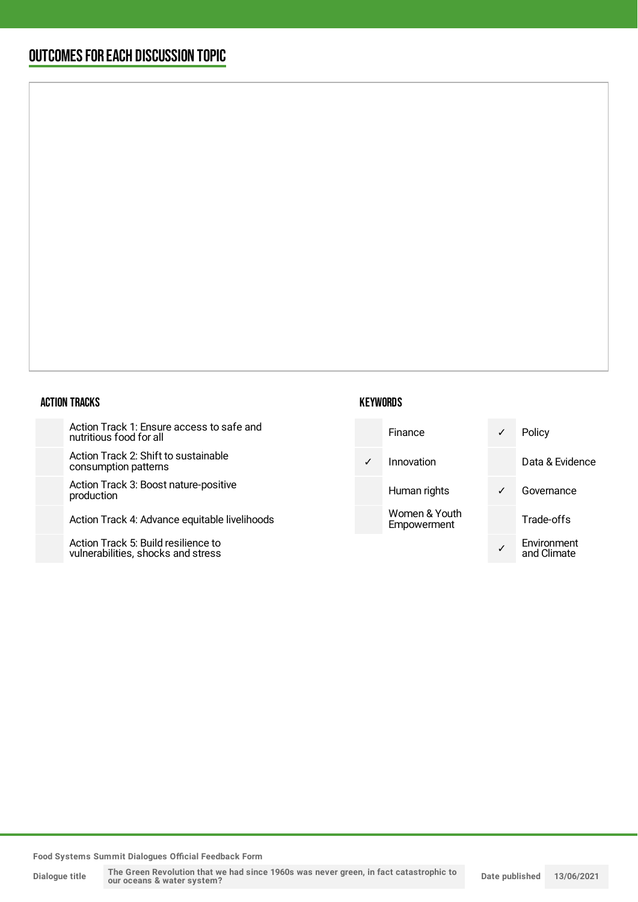## OUTCOMES FOR EACH DISCUSSION TOPIC

### ACTION TRACKS

| | |
|---|---|
| | Action Track 1: Ensure access to safe and nutritious food for all |
| | Action Track 2: Shift to sustainable consumption patterns |
| | Action Track 3: Boost nature-positive production |
| | Action Track 4: Advance equitable livelihoods |
| | Action Track 5: Build resilience to vulnerabilities, shocks and stress |

### KEYWORDS

| | | | |
|---|---|---|---|
| | Finance | ✓ | Policy |
| ✓ | Innovation | | Data & Evidence |
| | Human rights | ✓ | Governance |
| | Women & Youth Empowerment | | Trade-offs |
| | | ✓ | Environment and Climate |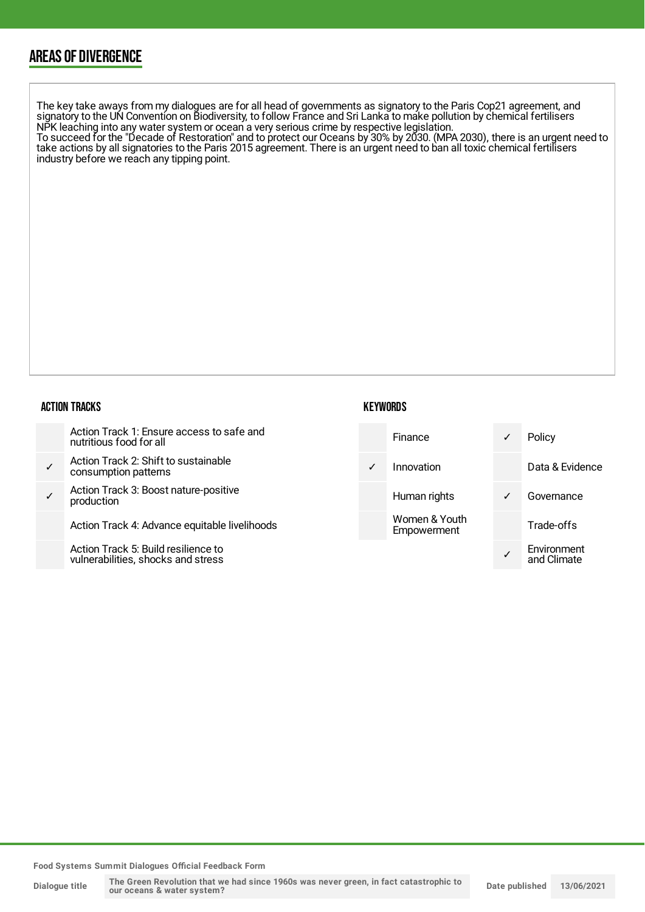## AREAS OF DIVERGENCE

The key take aways from my dialogues are for all head of governments as signatory to the Paris Cop21 agreement, and signatory to the UN Convention on Biodiversity, to follow France and Sri Lanka to make pollution by chemical fertilisers NPK leaching into any water system or ocean a very serious crime by respective legislation.
To succeed for the "Decade of Restoration" and to protect our Oceans by 30% by 2030. (MPA 2030), there is an urgent need to take actions by all signatories to the Paris 2015 agreement. There is an urgent need to ban all toxic chemical fertilisers industry before we reach any tipping point.

### ACTION TRACKS

| | |
|---|---|
| | Action Track 1: Ensure access to safe and nutritious food for all |
| ✓ | Action Track 2: Shift to sustainable consumption patterns |
| ✓ | Action Track 3: Boost nature-positive production |
| | Action Track 4: Advance equitable livelihoods |
| | Action Track 5: Build resilience to vulnerabilities, shocks and stress |

### KEYWORDS

| | | | |
|---|---|---|---|
| | Finance | ✓ | Policy |
| ✓ | Innovation | | Data & Evidence |
| | Human rights | ✓ | Governance |
| | Women & Youth Empowerment | | Trade-offs |
| | | ✓ | Environment and Climate |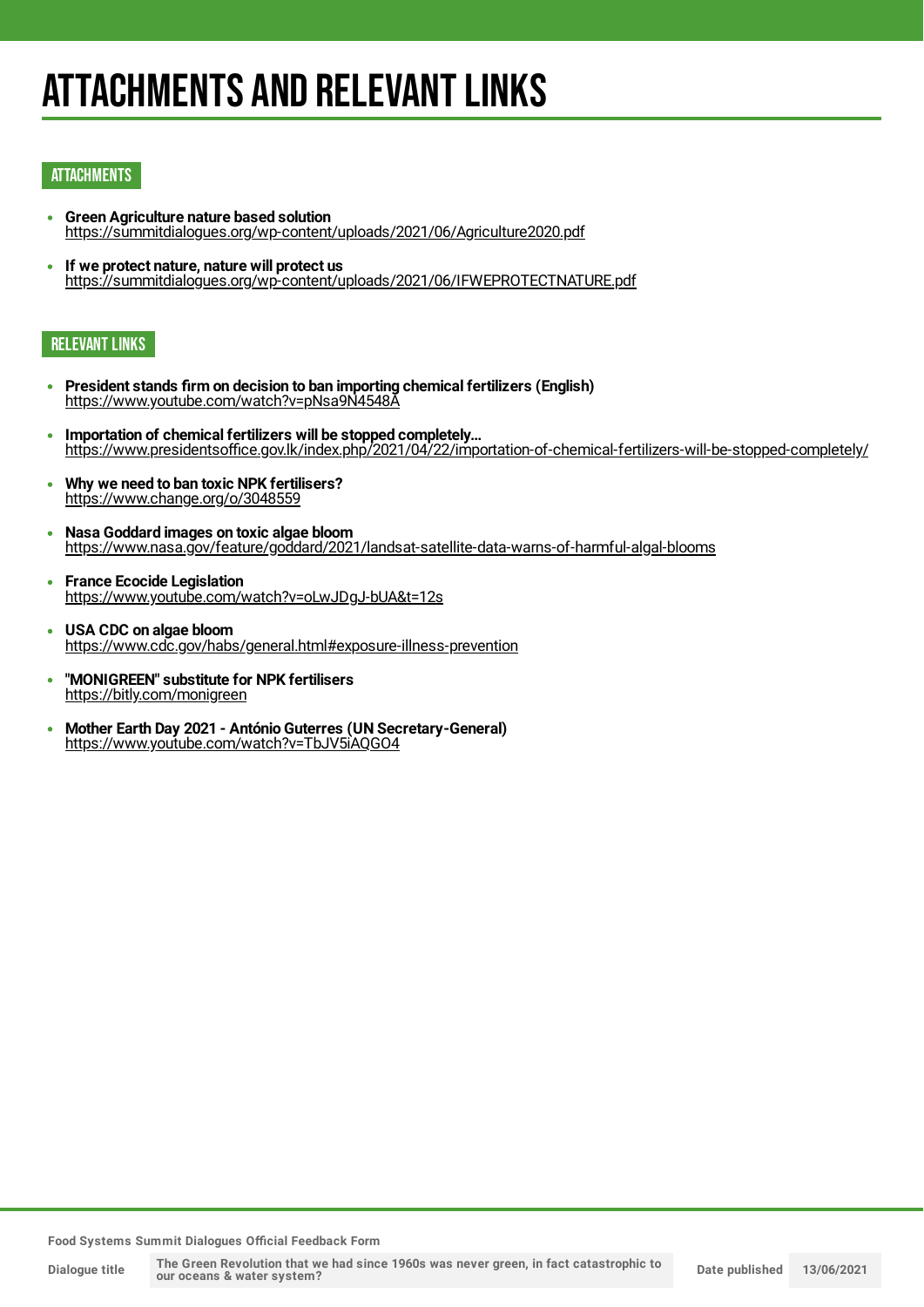# ATTACHMENTS AND RELEVANT LINKS

## ATTACHMENTS

- **Green Agriculture nature based solution**
  https://summitdialogues.org/wp-content/uploads/2021/06/Agriculture2020.pdf

- **If we protect nature, nature will protect us**
  https://summitdialogues.org/wp-content/uploads/2021/06/IFWEPROTECTNATURE.pdf

## RELEVANT LINKS

- **President stands firm on decision to ban importing chemical fertilizers (English)**
  https://www.youtube.com/watch?v=pNsa9N4548A

- **Importation of chemical fertilizers will be stopped completely...**
  https://www.presidentsoffice.gov.lk/index.php/2021/04/22/importation-of-chemical-fertilizers-will-be-stopped-completely/

- **Why we need to ban toxic NPK fertilisers?**
  https://www.change.org/o/3048559

- **Nasa Goddard images on toxic algae bloom**
  https://www.nasa.gov/feature/goddard/2021/landsat-satellite-data-warns-of-harmful-algal-blooms

- **France Ecocide Legislation**
  https://www.youtube.com/watch?v=oLwJDgJ-bUA&t=12s

- **USA CDC on algae bloom**
  https://www.cdc.gov/habs/general.html#exposure-illness-prevention

- **"MONIGREEN" substitute for NPK fertilisers**
  https://bitly.com/monigreen

- **Mother Earth Day 2021 - António Guterres (UN Secretary-General)**
  https://www.youtube.com/watch?v=TbJV5iAQGO4